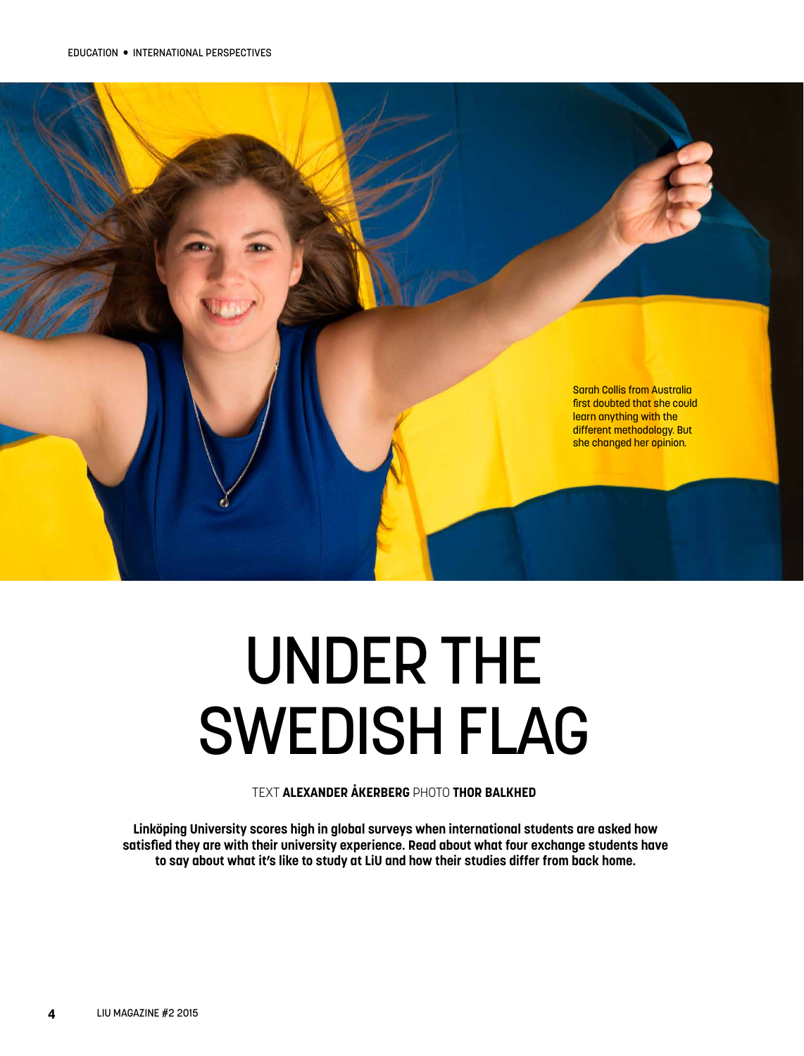Sarah Collis from Australia first doubted that she could learn anything with the different methodology. But she changed her opinion.

# UNDER THE SWEDISH FLAG

TEXT **ALEXANDER ÅKERBERG** PHOTO **THOR BALKHED**

**Linköping University scores high in global surveys when international students are asked how satisfied they are with their university experience. Read about what four exchange students have to say about what it's like to study at LiU and how their studies differ from back home.**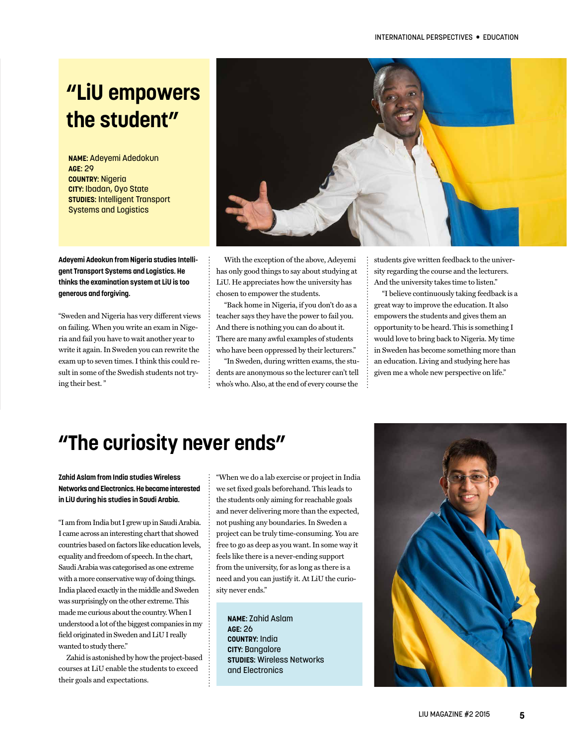# "LiU empowers the student"

**NAME:** Adeyemi Adedokun
**AGE:** 29
**COUNTRY:** Nigeria
**CITY:** Ibadan, Oyo State
**STUDIES:** Intelligent Transport Systems and Logistics

**Adeyemi Adeokun from Nigeria studies Intelligent Transport Systems and Logistics. He thinks the examination system at LiU is too generous and forgiving.**

"Sweden and Nigeria has very different views on failing. When you write an exam in Nigeria and fail you have to wait another year to write it again. In Sweden you can rewrite the exam up to seven times. I think this could result in some of the Swedish students not trying their best. "

With the exception of the above, Adeyemi has only good things to say about studying at LiU. He appreciates how the university has chosen to empower the students.

"Back home in Nigeria, if you don't do as a teacher says they have the power to fail you. And there is nothing you can do about it. There are many awful examples of students who have been oppressed by their lecturers."

"In Sweden, during written exams, the students are anonymous so the lecturer can't tell who's who. Also, at the end of every course the students give written feedback to the university regarding the course and the lecturers. And the university takes time to listen."

"I believe continuously taking feedback is a great way to improve the education. It also empowers the students and gives them an opportunity to be heard. This is something I would love to bring back to Nigeria. My time in Sweden has become something more than an education. Living and studying here has given me a whole new perspective on life."

# "The curiosity never ends"

**Zahid Aslam from India studies Wireless Networks and Electronics. He became interested in LiU during his studies in Saudi Arabia.**

"I am from India but I grew up in Saudi Arabia. I came across an interesting chart that showed countries based on factors like education levels, equality and freedom of speech. In the chart, Saudi Arabia was categorised as one extreme with a more conservative way of doing things. India placed exactly in the middle and Sweden was surprisingly on the other extreme. This made me curious about the country. When I understood a lot of the biggest companies in my field originated in Sweden and LiU I really wanted to study there."

Zahid is astonished by how the project-based courses at LiU enable the students to exceed their goals and expectations.

"When we do a lab exercise or project in India we set fixed goals beforehand. This leads to the students only aiming for reachable goals and never delivering more than the expected, not pushing any boundaries. In Sweden a project can be truly time-consuming. You are free to go as deep as you want. In some way it feels like there is a never-ending support from the university, for as long as there is a need and you can justify it. At LiU the curiosity never ends."

**NAME:** Zahid Aslam
**AGE:** 26
**COUNTRY:** India
**CITY:** Bangalore
**STUDIES:** Wireless Networks and Electronics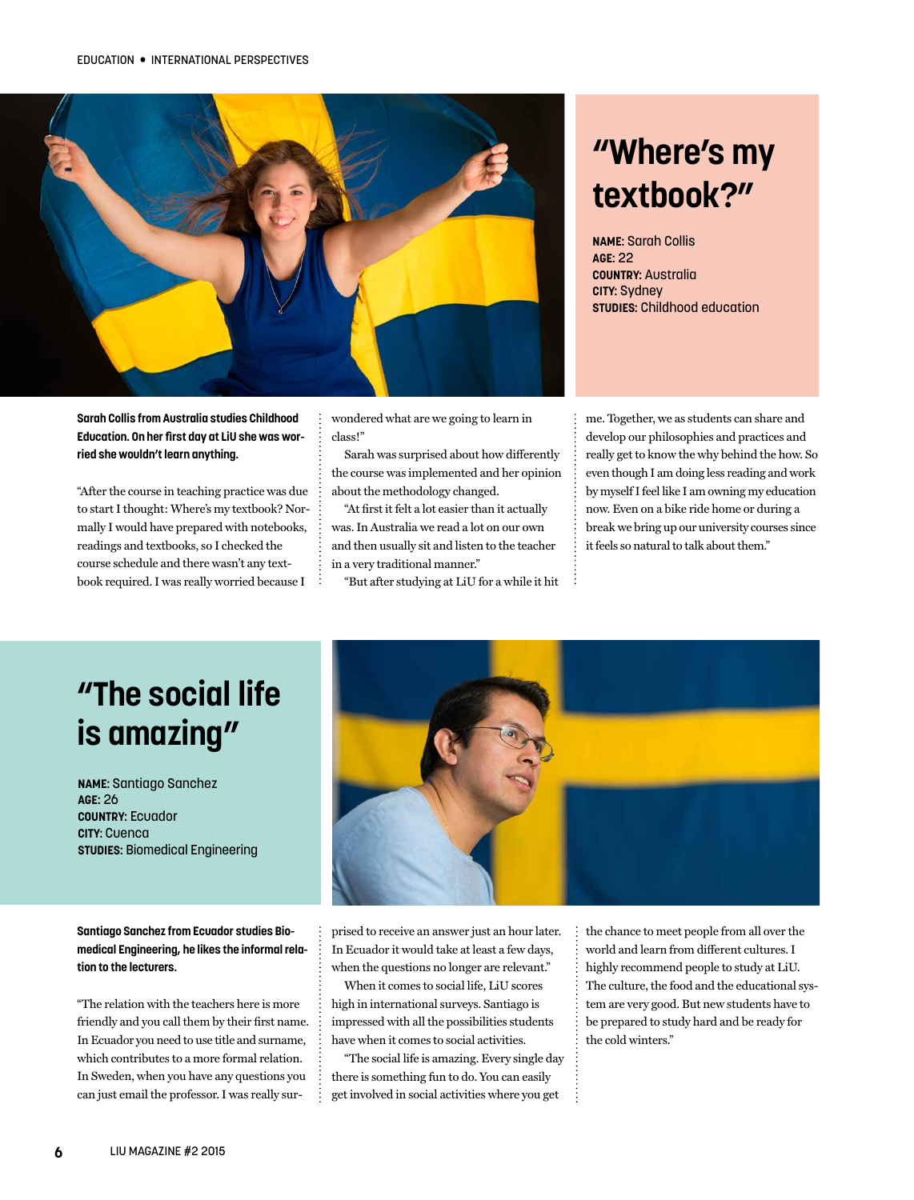# "Where's my textbook?"

**NAME:** Sarah Collis
**AGE:** 22
**COUNTRY:** Australia
**CITY:** Sydney
**STUDIES:** Childhood education

**Sarah Collis from Australia studies Childhood Education. On her first day at LiU she was worried she wouldn't learn anything.**

"After the course in teaching practice was due to start I thought: Where's my textbook? Normally I would have prepared with notebooks, readings and textbooks, so I checked the course schedule and there wasn't any textbook required. I was really worried because I wondered what are we going to learn in class!"

Sarah was surprised about how differently the course was implemented and her opinion about the methodology changed.

"At first it felt a lot easier than it actually was. In Australia we read a lot on our own and then usually sit and listen to the teacher in a very traditional manner."

"But after studying at LiU for a while it hit me. Together, we as students can share and develop our philosophies and practices and really get to know the why behind the how. So even though I am doing less reading and work by myself I feel like I am owning my education now. Even on a bike ride home or during a break we bring up our university courses since it feels so natural to talk about them."

# "The social life is amazing"

**NAME:** Santiago Sanchez
**AGE:** 26
**COUNTRY:** Ecuador
**CITY:** Cuenca
**STUDIES:** Biomedical Engineering

**Santiago Sanchez from Ecuador studies Biomedical Engineering, he likes the informal relation to the lecturers.**

"The relation with the teachers here is more friendly and you call them by their first name. In Ecuador you need to use title and surname, which contributes to a more formal relation. In Sweden, when you have any questions you can just email the professor. I was really surprised to receive an answer just an hour later. In Ecuador it would take at least a few days, when the questions no longer are relevant."

When it comes to social life, LiU scores high in international surveys. Santiago is impressed with all the possibilities students have when it comes to social activities.

"The social life is amazing. Every single day there is something fun to do. You can easily get involved in social activities where you get the chance to meet people from all over the world and learn from different cultures. I highly recommend people to study at LiU. The culture, the food and the educational system are very good. But new students have to be prepared to study hard and be ready for the cold winters."